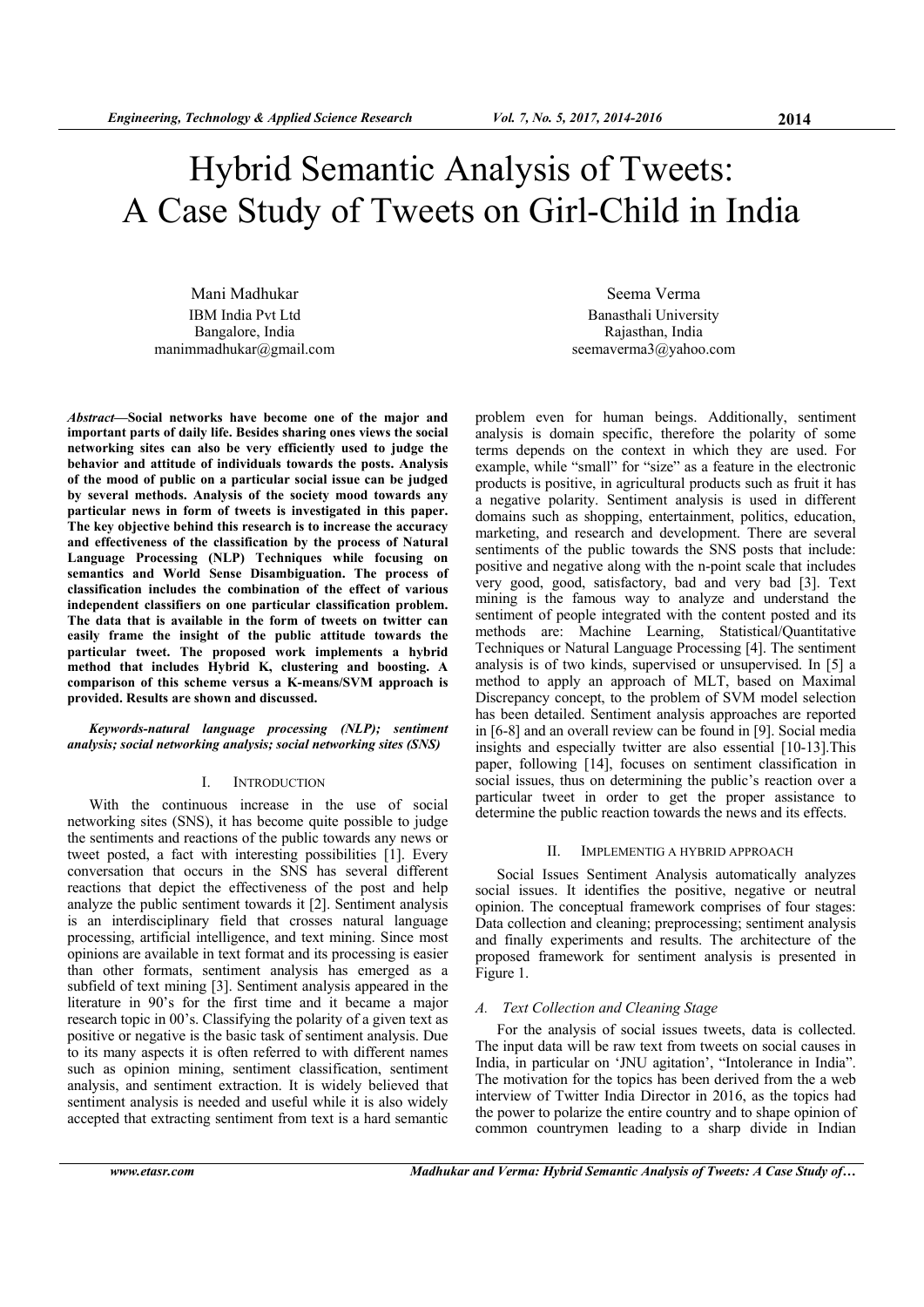# Hybrid Semantic Analysis of Tweets: A Case Study of Tweets on Girl-Child in India

Mani Madhukar
IBM India Pvt Ltd
Bangalore, India
manimmadhukar@gmail.com

Seema Verma
Banasthali University
Rajasthan, India
seemaverma3@yahoo.com

***Abstract*—Social networks have become one of the major and important parts of daily life. Besides sharing ones views the social networking sites can also be very efficiently used to judge the behavior and attitude of individuals towards the posts. Analysis of the mood of public on a particular social issue can be judged by several methods. Analysis of the society mood towards any particular news in form of tweets is investigated in this paper. The key objective behind this research is to increase the accuracy and effectiveness of the classification by the process of Natural Language Processing (NLP) Techniques while focusing on semantics and World Sense Disambiguation. The process of classification includes the combination of the effect of various independent classifiers on one particular classification problem. The data that is available in the form of tweets on twitter can easily frame the insight of the public attitude towards the particular tweet. The proposed work implements a hybrid method that includes Hybrid K, clustering and boosting. A comparison of this scheme versus a K-means/SVM approach is provided. Results are shown and discussed.**

***Keywords-natural language processing (NLP); sentiment analysis; social networking analysis; social networking sites (SNS)***

## I. Introduction

With the continuous increase in the use of social networking sites (SNS), it has become quite possible to judge the sentiments and reactions of the public towards any news or tweet posted, a fact with interesting possibilities [1]. Every conversation that occurs in the SNS has several different reactions that depict the effectiveness of the post and help analyze the public sentiment towards it [2]. Sentiment analysis is an interdisciplinary field that crosses natural language processing, artificial intelligence, and text mining. Since most opinions are available in text format and its processing is easier than other formats, sentiment analysis has emerged as a subfield of text mining [3]. Sentiment analysis appeared in the literature in 90's for the first time and it became a major research topic in 00's. Classifying the polarity of a given text as positive or negative is the basic task of sentiment analysis. Due to its many aspects it is often referred to with different names such as opinion mining, sentiment classification, sentiment analysis, and sentiment extraction. It is widely believed that sentiment analysis is needed and useful while it is also widely accepted that extracting sentiment from text is a hard semantic problem even for human beings. Additionally, sentiment analysis is domain specific, therefore the polarity of some terms depends on the context in which they are used. For example, while "small" for "size" as a feature in the electronic products is positive, in agricultural products such as fruit it has a negative polarity. Sentiment analysis is used in different domains such as shopping, entertainment, politics, education, marketing, and research and development. There are several sentiments of the public towards the SNS posts that include: positive and negative along with the n-point scale that includes very good, good, satisfactory, bad and very bad [3]. Text mining is the famous way to analyze and understand the sentiment of people integrated with the content posted and its methods are: Machine Learning, Statistical/Quantitative Techniques or Natural Language Processing [4]. The sentiment analysis is of two kinds, supervised or unsupervised. In [5] a method to apply an approach of MLT, based on Maximal Discrepancy concept, to the problem of SVM model selection has been detailed. Sentiment analysis approaches are reported in [6-8] and an overall review can be found in [9]. Social media insights and especially twitter are also essential [10-13].This paper, following [14], focuses on sentiment classification in social issues, thus on determining the public's reaction over a particular tweet in order to get the proper assistance to determine the public reaction towards the news and its effects.

## II. Implementig a Hybrid Approach

Social Issues Sentiment Analysis automatically analyzes social issues. It identifies the positive, negative or neutral opinion. The conceptual framework comprises of four stages: Data collection and cleaning; preprocessing; sentiment analysis and finally experiments and results. The architecture of the proposed framework for sentiment analysis is presented in Figure 1.

### *A. Text Collection and Cleaning Stage*

For the analysis of social issues tweets, data is collected. The input data will be raw text from tweets on social causes in India, in particular on 'JNU agitation', "Intolerance in India". The motivation for the topics has been derived from a web interview of Twitter India Director in 2016, as the topics had the power to polarize the entire country and to shape opinion of common countrymen leading to a sharp divide in Indian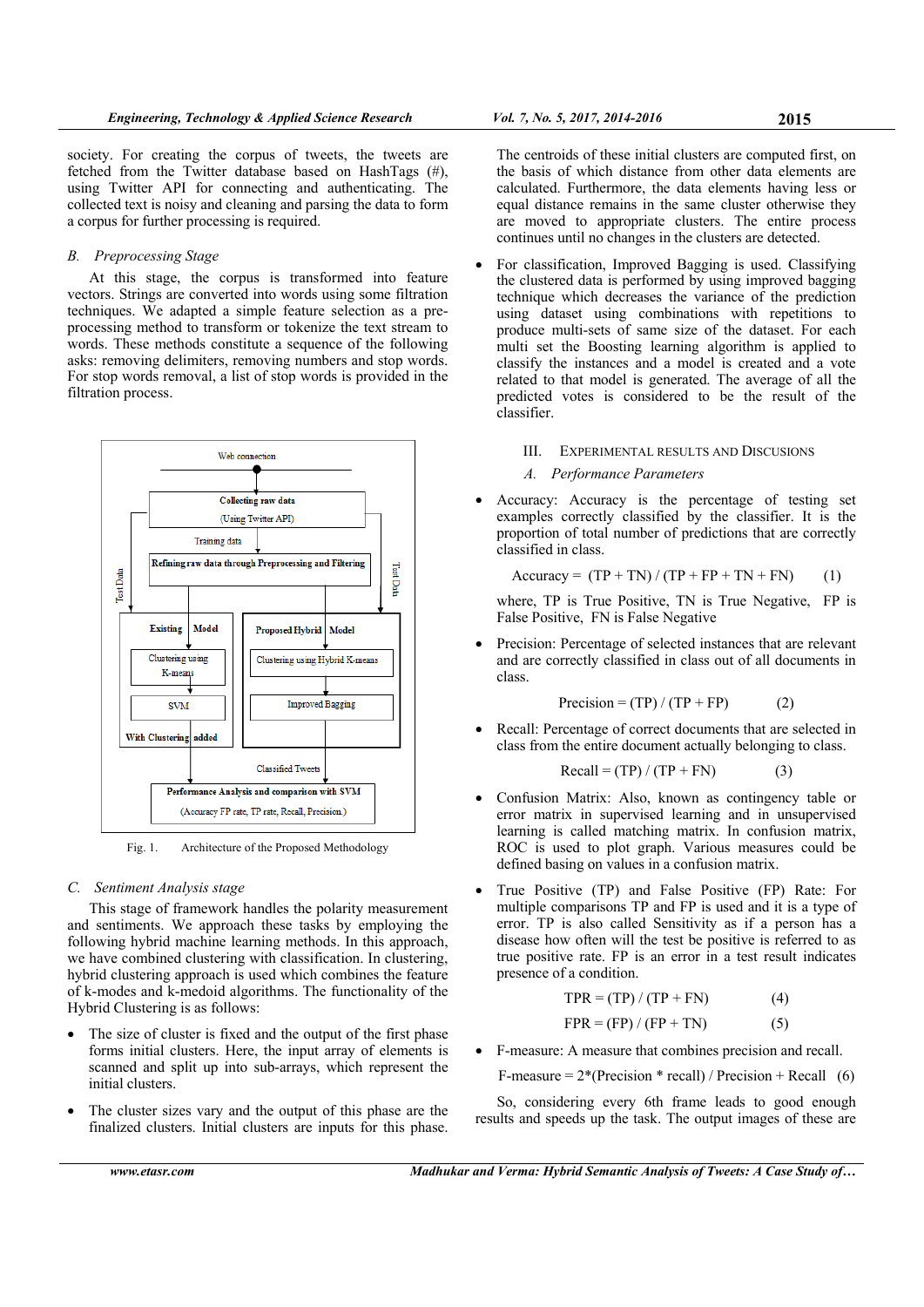society. For creating the corpus of tweets, the tweets are fetched from the Twitter database based on HashTags (#), using Twitter API for connecting and authenticating. The collected text is noisy and cleaning and parsing the data to form a corpus for further processing is required.

### *B. Preprocessing Stage*

At this stage, the corpus is transformed into feature vectors. Strings are converted into words using some filtration techniques. We adapted a simple feature selection as a pre-processing method to transform or tokenize the text stream to words. These methods constitute a sequence of the following asks: removing delimiters, removing numbers and stop words. For stop words removal, a list of stop words is provided in the filtration process.

Web connection

Collecting raw data (Using Twitter API)

Training data

Refining raw data through Preprocessing and Filtering

Test Data

Test Data

Existing Model

Clustering using K-means

SVM

With Clustering added

Proposed Hybrid Model

Clustering using Hybrid K-means

Improved Bagging

Classified Tweets

Performance Analysis and comparison with SVM (Accuracy FP rate, TP rate, Recall, Precision)

Fig. 1. Architecture of the Proposed Methodology

### *C. Sentiment Analysis stage*

This stage of framework handles the polarity measurement and sentiments. We approach these tasks by employing the following hybrid machine learning methods. In this approach, we have combined clustering with classification. In clustering, hybrid clustering approach is used which combines the feature of k-modes and k-medoid algorithms. The functionality of the Hybrid Clustering is as follows:

- The size of cluster is fixed and the output of the first phase forms initial clusters. Here, the input array of elements is scanned and split up into sub-arrays, which represent the initial clusters.
- The cluster sizes vary and the output of this phase are the finalized clusters. Initial clusters are inputs for this phase. The centroids of these initial clusters are computed first, on the basis of which distance from other data elements are calculated. Furthermore, the data elements having less or equal distance remains in the same cluster otherwise they are moved to appropriate clusters. The entire process continues until no changes in the clusters are detected.
- For classification, Improved Bagging is used. Classifying the clustered data is performed by using improved bagging technique which decreases the variance of the prediction using dataset using combinations with repetitions to produce multi-sets of same size of the dataset. For each multi set the Boosting learning algorithm is applied to classify the instances and a model is created and a vote related to that model is generated. The average of all the predicted votes is considered to be the result of the classifier.

## III. Experimental Results and Discusions

### *A. Performance Parameters*

- Accuracy: Accuracy is the percentage of testing set examples correctly classified by the classifier. It is the proportion of total number of predictions that are correctly classified in class.

$$\text{Accuracy} = (TP + TN) / (TP + FP + TN + FN) \quad (1)$$

where, TP is True Positive, TN is True Negative, FP is False Positive, FN is False Negative

- Precision: Percentage of selected instances that are relevant and are correctly classified in class out of all documents in class.

$$\text{Precision} = (TP) / (TP + FP) \quad (2)$$

- Recall: Percentage of correct documents that are selected in class from the entire document actually belonging to class.

$$\text{Recall} = (TP) / (TP + FN) \quad (3)$$

- Confusion Matrix: Also, known as contingency table or error matrix in supervised learning and in unsupervised learning is called matching matrix. In confusion matrix, ROC is used to plot graph. Various measures could be defined basing on values in a confusion matrix.
- True Positive (TP) and False Positive (FP) Rate: For multiple comparisons TP and FP is used and it is a type of error. TP is also called Sensitivity as if a person has a disease how often will the test be positive is referred to as true positive rate. FP is an error in a test result indicates presence of a condition.

$$TPR = (TP) / (TP + FN) \quad (4)$$

$$FPR = (FP) / (FP + TN) \quad (5)$$

- F-measure: A measure that combines precision and recall.

$$\text{F-measure} = 2*(\text{Precision} * \text{recall}) / \text{Precision} + \text{Recall} \quad (6)$$

So, considering every 6th frame leads to good enough results and speeds up the task. The output images of these are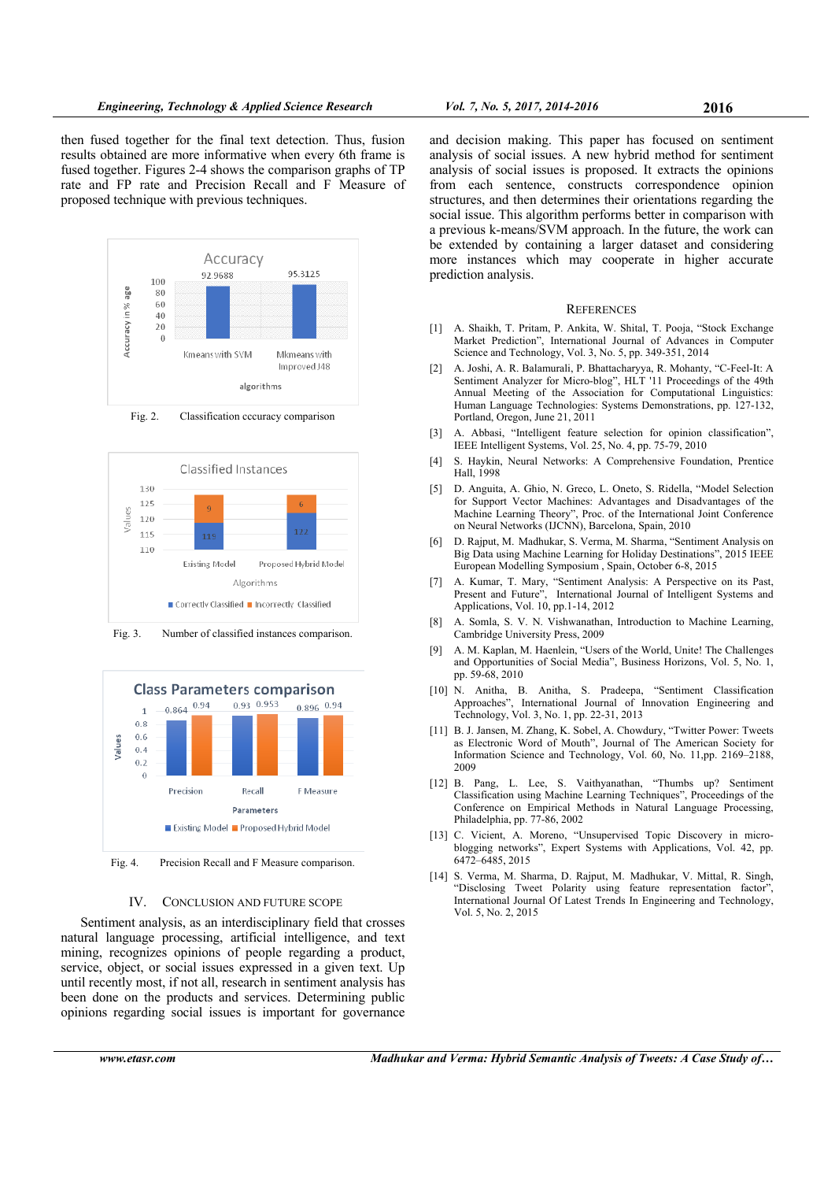then fused together for the final text detection. Thus, fusion results obtained are more informative when every 6th frame is fused together. Figures 2-4 shows the comparison graphs of TP rate and FP rate and Precision Recall and F Measure of proposed technique with previous techniques.

Accuracy

92.9688

95.3125

100
80
60
40
20
0

Accuracy in % age

Kmeans with SVM

Mkmeans with Improved J48

algorithms

Fig. 2. Classification cccuracy comparison

Classified Instances

130
125
120
115
110

Values

9

6

119

122

Existing Model

Proposed Hybrid Model

Algorithms

Correctly Classified    Incorrectly Classified

Fig. 3. Number of classified instances comparison.

Class Parameters comparison

1
0.8
0.6
0.4
0.2
0

Values

0.864  0.94

0.93  0.953

0.896  0.94

Precision

Recall

F Measure

Parameters

Existing Model    Proposed Hybrid Model

Fig. 4. Precision Recall and F Measure comparison.

## IV. Conclusion and Future Scope

Sentiment analysis, as an interdisciplinary field that crosses natural language processing, artificial intelligence, and text mining, recognizes opinions of people regarding a product, service, object, or social issues expressed in a given text. Up until recently most, if not all, research in sentiment analysis has been done on the products and services. Determining public opinions regarding social issues is important for governance and decision making. This paper has focused on sentiment analysis of social issues. A new hybrid method for sentiment analysis of social issues is proposed. It extracts the opinions from each sentence, constructs correspondence opinion structures, and then determines their orientations regarding the social issue. This algorithm performs better in comparison with a previous k-means/SVM approach. In the future, the work can be extended by containing a larger dataset and considering more instances which may cooperate in higher accurate prediction analysis.

## References

[1] A. Shaikh, T. Pritam, P. Ankita, W. Shital, T. Pooja, "Stock Exchange Market Prediction", International Journal of Advances in Computer Science and Technology, Vol. 3, No. 5, pp. 349-351, 2014

[2] A. Joshi, A. R. Balamurali, P. Bhattacharyya, R. Mohanty, "C-Feel-It: A Sentiment Analyzer for Micro-blog", HLT '11 Proceedings of the 49th Annual Meeting of the Association for Computational Linguistics: Human Language Technologies: Systems Demonstrations, pp. 127-132, Portland, Oregon, June 21, 2011

[3] A. Abbasi, "Intelligent feature selection for opinion classification", IEEE Intelligent Systems, Vol. 25, No. 4, pp. 75-79, 2010

[4] S. Haykin, Neural Networks: A Comprehensive Foundation, Prentice Hall, 1998

[5] D. Anguita, A. Ghio, N. Greco, L. Oneto, S. Ridella, "Model Selection for Support Vector Machines: Advantages and Disadvantages of the Machine Learning Theory", Proc. of the International Joint Conference on Neural Networks (IJCNN), Barcelona, Spain, 2010

[6] D. Rajput, M. Madhukar, S. Verma, M. Sharma, "Sentiment Analysis on Big Data using Machine Learning for Holiday Destinations", 2015 IEEE European Modelling Symposium , Spain, October 6-8, 2015

[7] A. Kumar, T. Mary, "Sentiment Analysis: A Perspective on its Past, Present and Future", International Journal of Intelligent Systems and Applications, Vol. 10, pp.1-14, 2012

[8] A. Somla, S. V. N. Vishwanathan, Introduction to Machine Learning, Cambridge University Press, 2009

[9] A. M. Kaplan, M. Haenlein, "Users of the World, Unite! The Challenges and Opportunities of Social Media", Business Horizons, Vol. 5, No. 1, pp. 59-68, 2010

[10] N. Anitha, B. Anitha, S. Pradeepa, "Sentiment Classification Approaches", International Journal of Innovation Engineering and Technology, Vol. 3, No. 1, pp. 22-31, 2013

[11] B. J. Jansen, M. Zhang, K. Sobel, A. Chowdury, "Twitter Power: Tweets as Electronic Word of Mouth", Journal of The American Society for Information Science and Technology, Vol. 60, No. 11,pp. 2169–2188, 2009

[12] B. Pang, L. Lee, S. Vaithyanathan, "Thumbs up? Sentiment Classification using Machine Learning Techniques", Proceedings of the Conference on Empirical Methods in Natural Language Processing, Philadelphia, pp. 77-86, 2002

[13] C. Vicient, A. Moreno, "Unsupervised Topic Discovery in micro-blogging networks", Expert Systems with Applications, Vol. 42, pp. 6472–6485, 2015

[14] S. Verma, M. Sharma, D. Rajput, M. Madhukar, V. Mittal, R. Singh, "Disclosing Tweet Polarity using feature representation factor", International Journal Of Latest Trends In Engineering and Technology, Vol. 5, No. 2, 2015